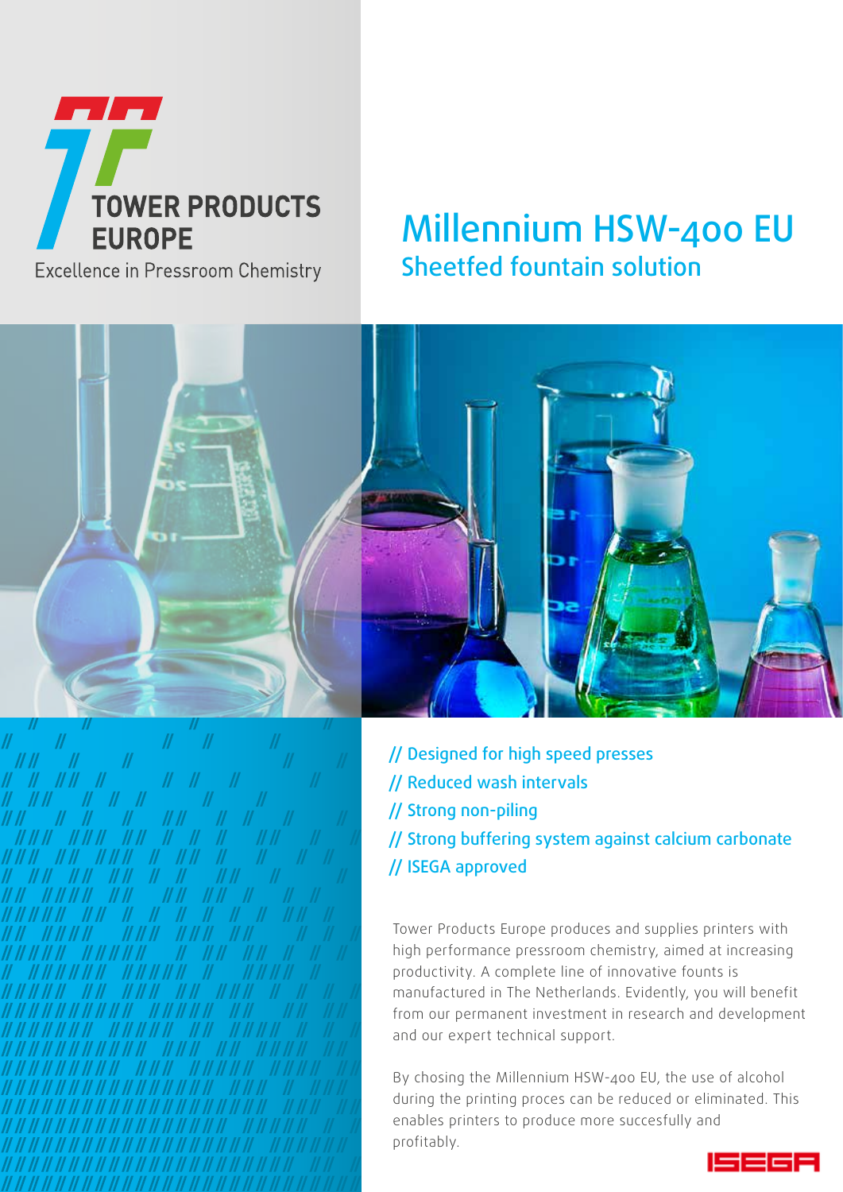TOWER PRODUCTS EUROPE

Excellence in Pressroom Chemistry

# Millennium HSW-400 EU

## Sheetfed fountain solution

- // Designed for high speed presses
- // Reduced wash intervals
- // Strong non-piling
- // Strong buffering system against calcium carbonate
- // ISEGA approved

Tower Products Europe produces and supplies printers with high performance pressroom chemistry, aimed at increasing productivity. A complete line of innovative founts is manufactured in The Netherlands. Evidently, you will benefit from our permanent investment in research and development and our expert technical support.

By chosing the Millennium HSW-400 EU, the use of alcohol during the printing proces can be reduced or eliminated. This enables printers to produce more succesfully and profitably.

ISEGA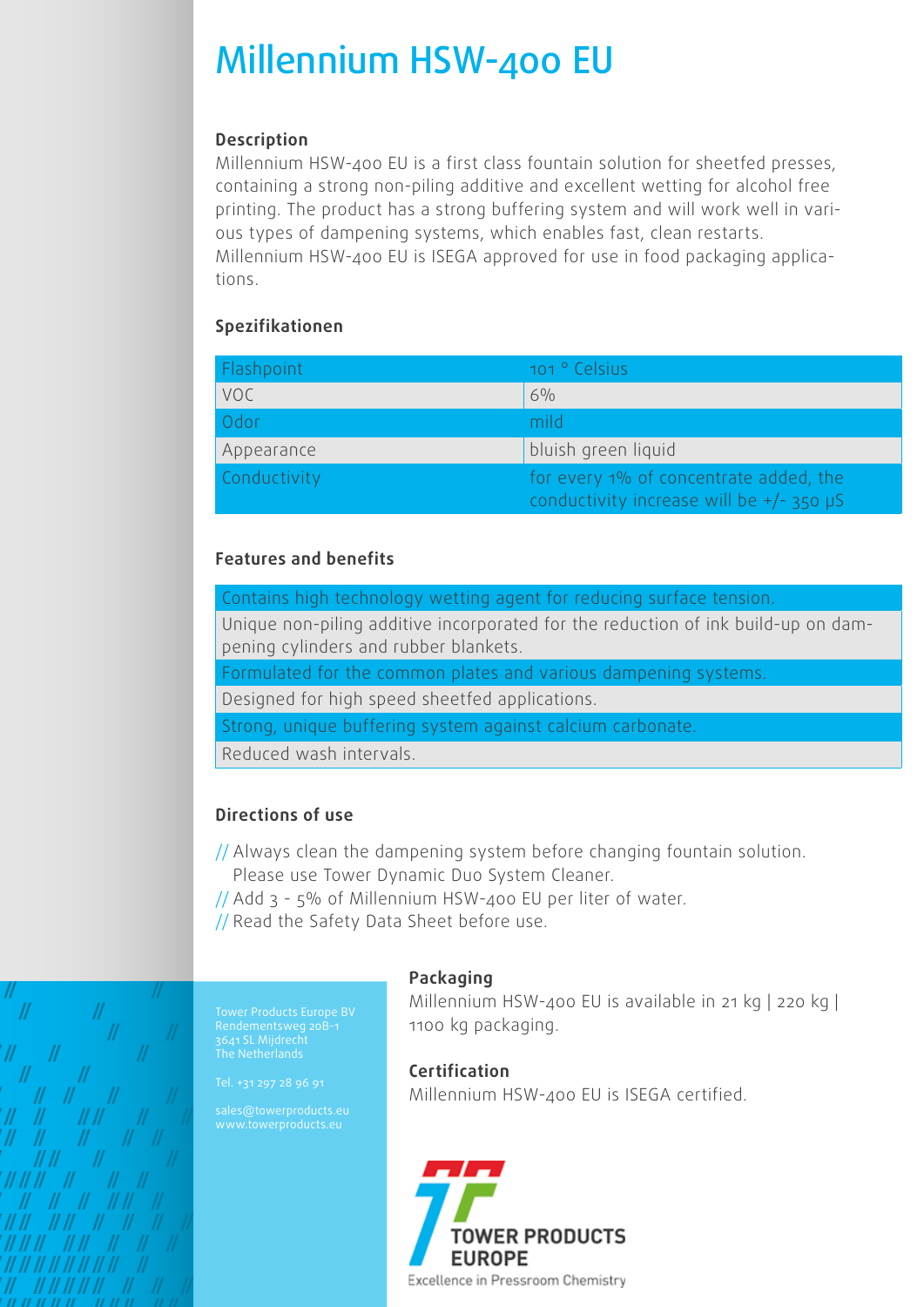# Millennium HSW-400 EU

## Description

Millennium HSW-400 EU is a first class fountain solution for sheetfed presses, containing a strong non-piling additive and excellent wetting for alcohol free printing. The product has a strong buffering system and will work well in various types of dampening systems, which enables fast, clean restarts.
Millennium HSW-400 EU is ISEGA approved for use in food packaging applications.

## Spezifikationen

| | |
|---|---|
| Flashpoint | 101 ° Celsius |
| VOC | 6% |
| Odor | mild |
| Appearance | bluish green liquid |
| Conductivity | for every 1% of concentrate added, the conductivity increase will be +/- 350 μS |

## Features and benefits

| |
|---|
| Contains high technology wetting agent for reducing surface tension. |
| Unique non-piling additive incorporated for the reduction of ink build-up on dampening cylinders and rubber blankets. |
| Formulated for the common plates and various dampening systems. |
| Designed for high speed sheetfed applications. |
| Strong, unique buffering system against calcium carbonate. |
| Reduced wash intervals. |

## Directions of use

// Always clean the dampening system before changing fountain solution. Please use Tower Dynamic Duo System Cleaner.
// Add 3 - 5% of Millennium HSW-400 EU per liter of water.
// Read the Safety Data Sheet before use.

## Packaging

Millennium HSW-400 EU is available in 21 kg | 220 kg | 1100 kg packaging.

## Certification

Millennium HSW-400 EU is ISEGA certified.

Tower Products Europe BV
Rendementsweg 20B-1
3641 SL Mijdrecht
The Netherlands

Tel. +31 297 28 96 91

sales@towerproducts.eu
www.towerproducts.eu

TOWER PRODUCTS EUROPE
Excellence in Pressroom Chemistry